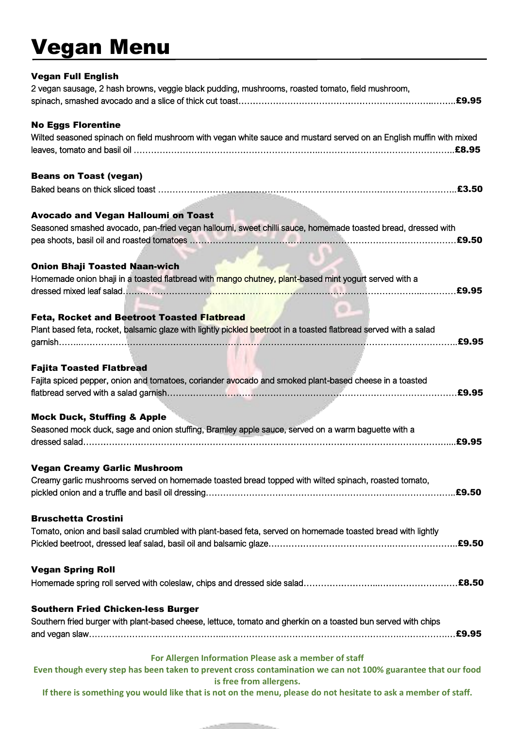# Vegan Menu

**Vegan Full English**

2 vegan sausage, 2 hash browns, veggie black pudding, mushrooms, roasted tomato, field mushroom, spinach, smashed avocado and a slice of thick cut toast……………………………………………………………..…….**£9.95**

**No Eggs Florentine**

Wilted seasoned spinach on field mushroom with vegan white sauce and mustard served on an English muffin with mixed leaves, tomato and basil oil ………………………………………………………..……………………………………..**£8.95**

**Beans on Toast (vegan)**

Baked beans on thick sliced toast …………………………………………………………………………………………..**£3.50**

**Avocado and Vegan Halloumi on Toast**

Seasoned smashed avocado, pan-fried vegan halloumi, sweet chilli sauce, homemade toasted bread, dressed with pea shoots, basil oil and roasted tomatoes ………………………………………..……………………………………**£9.50**

**Onion Bhaji Toasted Naan-wich**

Homemade onion bhaji in a toasted flatbread with mango chutney, plant-based mint yogurt served with a dressed mixed leaf salad………………………………………………………………………………………..…………**£9.95**

**Feta, Rocket and Beetroot Toasted Flatbread**

Plant based feta, rocket, balsamic glaze with lightly pickled beetroot in a toasted flatbread served with a salad garnish……..………………………………………………………………………………………………………………..**£9.95**

**Fajita Toasted Flatbread**

Fajita spiced pepper, onion and tomatoes, coriander avocado and smoked plant-based cheese in a toasted flatbread served with a salad garnish………………………………………………………………………………………**£9.95**

**Mock Duck, Stuffing & Apple**

Seasoned mock duck, sage and onion stuffing, Bramley apple sauce, served on a warm baguette with a dressed salad…………………………………………………………………………………………………………..….**£9.95**

**Vegan Creamy Garlic Mushroom**

Creamy garlic mushrooms served on homemade toasted bread topped with wilted spinach, roasted tomato, pickled onion and a truffle and basil oil dressing………………………………………………………….………………..**£9.50**

**Bruschetta Crostini**

Tomato, onion and basil salad crumbled with plant-based feta, served on homemade toasted bread with lightly Pickled beetroot, dressed leaf salad, basil oil and balsamic glaze……………………………………….…………………..**£9.50**

**Vegan Spring Roll**

Homemade spring roll served with coleslaw, chips and dressed side salad…………………...………………………**£8.50**

**Southern Fried Chicken-less Burger**

Southern fried burger with plant-based cheese, lettuce, tomato and gherkin on a toasted bun served with chips and vegan slaw…………………………………..………………………………………………………….………………**£9.95**

**For Allergen Information Please ask a member of staff**

**Even though every step has been taken to prevent cross contamination we can not 100% guarantee that our food is free from allergens.**

**If there is something you would like that is not on the menu, please do not hesitate to ask a member of staff.**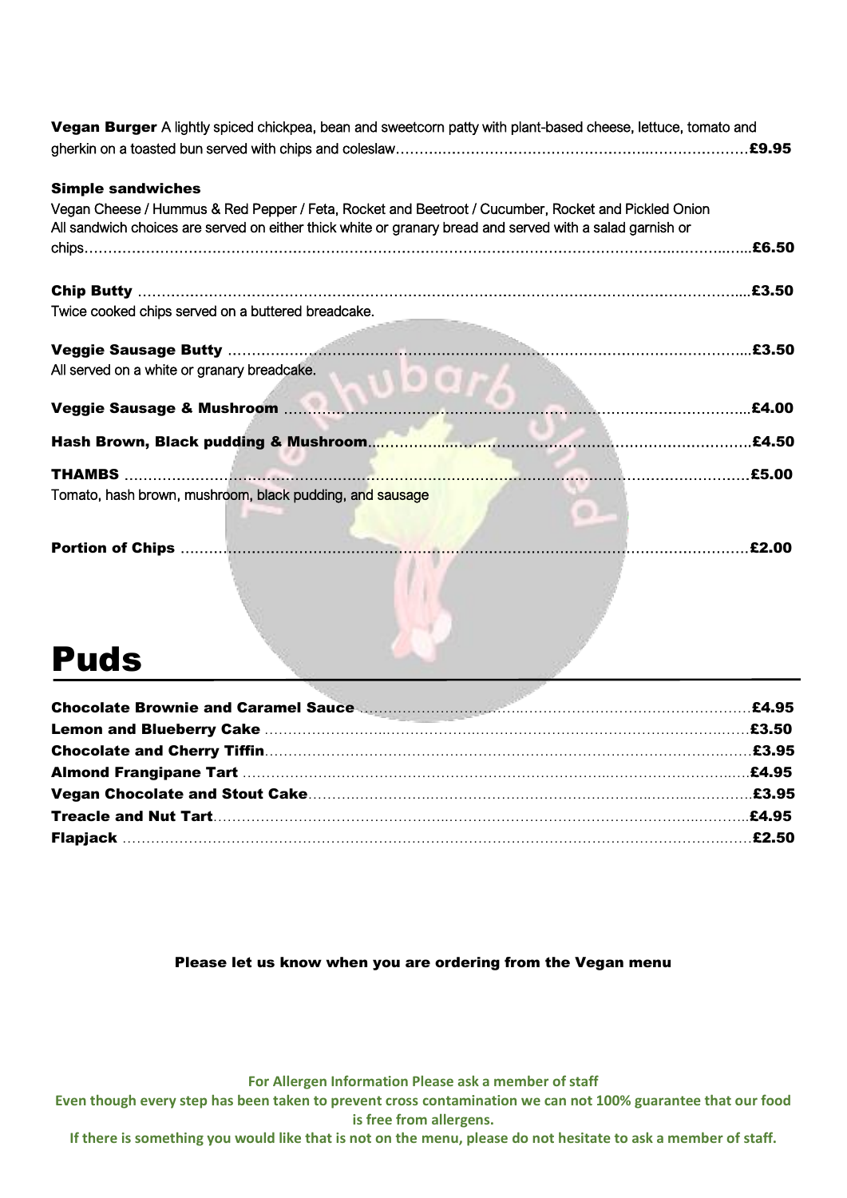**Vegan Burger** A lightly spiced chickpea, bean and sweetcorn patty with plant-based cheese, lettuce, tomato and gherkin on a toasted bun served with chips and coleslaw……………………………………………………………………**£9.95**

**Simple sandwiches**

Vegan Cheese / Hummus & Red Pepper / Feta, Rocket and Beetroot / Cucumber, Rocket and Pickled Onion

All sandwich choices are served on either thick white or granary bread and served with a salad garnish or chips……………………………………………………………………………………………………………**£6.50**

**Chip Butty** ……………………………………………………………………………………………………**£3.50**

Twice cooked chips served on a buttered breadcake.

**Veggie Sausage Butty** ………………………………………………………………………………………**£3.50**

All served on a white or granary breadcake.

**Veggie Sausage & Mushroom** ………………………………………………………………………………**£4.00**

**Hash Brown, Black pudding & Mushroom**………………………………………………………………**£4.50**

**THAMBS** ……………………………………………………………………………………………………**£5.00**

Tomato, hash brown, mushroom, black pudding, and sausage

**Portion of Chips** ……………………………………………………………………………………………**£2.00**

# Puds

**Chocolate Brownie and Caramel Sauce** ……………………………………………………………**£4.95**

**Lemon and Blueberry Cake** ………………………………………………………………………………**£3.50**

**Chocolate and Cherry Tiffin**………………………………………………………………………………**£3.95**

**Almond Frangipane Tart** …………………………………………………………………………………**£4.95**

**Vegan Chocolate and Stout Cake**…………………………………………………………………………**£3.95**

**Treacle and Nut Tart**………………………………………………………………………………………**£4.95**

**Flapjack** ……………………………………………………………………………………………………**£2.50**

**Please let us know when you are ordering from the Vegan menu**

**For Allergen Information Please ask a member of staff**

**Even though every step has been taken to prevent cross contamination we can not 100% guarantee that our food is free from allergens.**

**If there is something you would like that is not on the menu, please do not hesitate to ask a member of staff.**